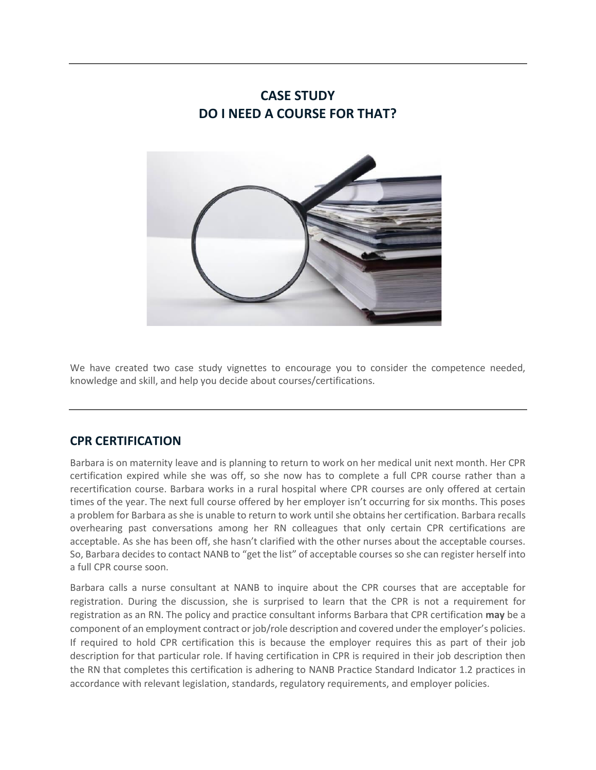# CASE STUDY
# DO I NEED A COURSE FOR THAT?

We have created two case study vignettes to encourage you to consider the competence needed, knowledge and skill, and help you decide about courses/certifications.

## CPR CERTIFICATION

Barbara is on maternity leave and is planning to return to work on her medical unit next month. Her CPR certification expired while she was off, so she now has to complete a full CPR course rather than a recertification course. Barbara works in a rural hospital where CPR courses are only offered at certain times of the year. The next full course offered by her employer isn't occurring for six months. This poses a problem for Barbara as she is unable to return to work until she obtains her certification. Barbara recalls overhearing past conversations among her RN colleagues that only certain CPR certifications are acceptable. As she has been off, she hasn't clarified with the other nurses about the acceptable courses. So, Barbara decides to contact NANB to "get the list" of acceptable courses so she can register herself into a full CPR course soon.

Barbara calls a nurse consultant at NANB to inquire about the CPR courses that are acceptable for registration. During the discussion, she is surprised to learn that the CPR is not a requirement for registration as an RN. The policy and practice consultant informs Barbara that CPR certification **may** be a component of an employment contract or job/role description and covered under the employer's policies. If required to hold CPR certification this is because the employer requires this as part of their job description for that particular role. If having certification in CPR is required in their job description then the RN that completes this certification is adhering to NANB Practice Standard Indicator 1.2 practices in accordance with relevant legislation, standards, regulatory requirements, and employer policies.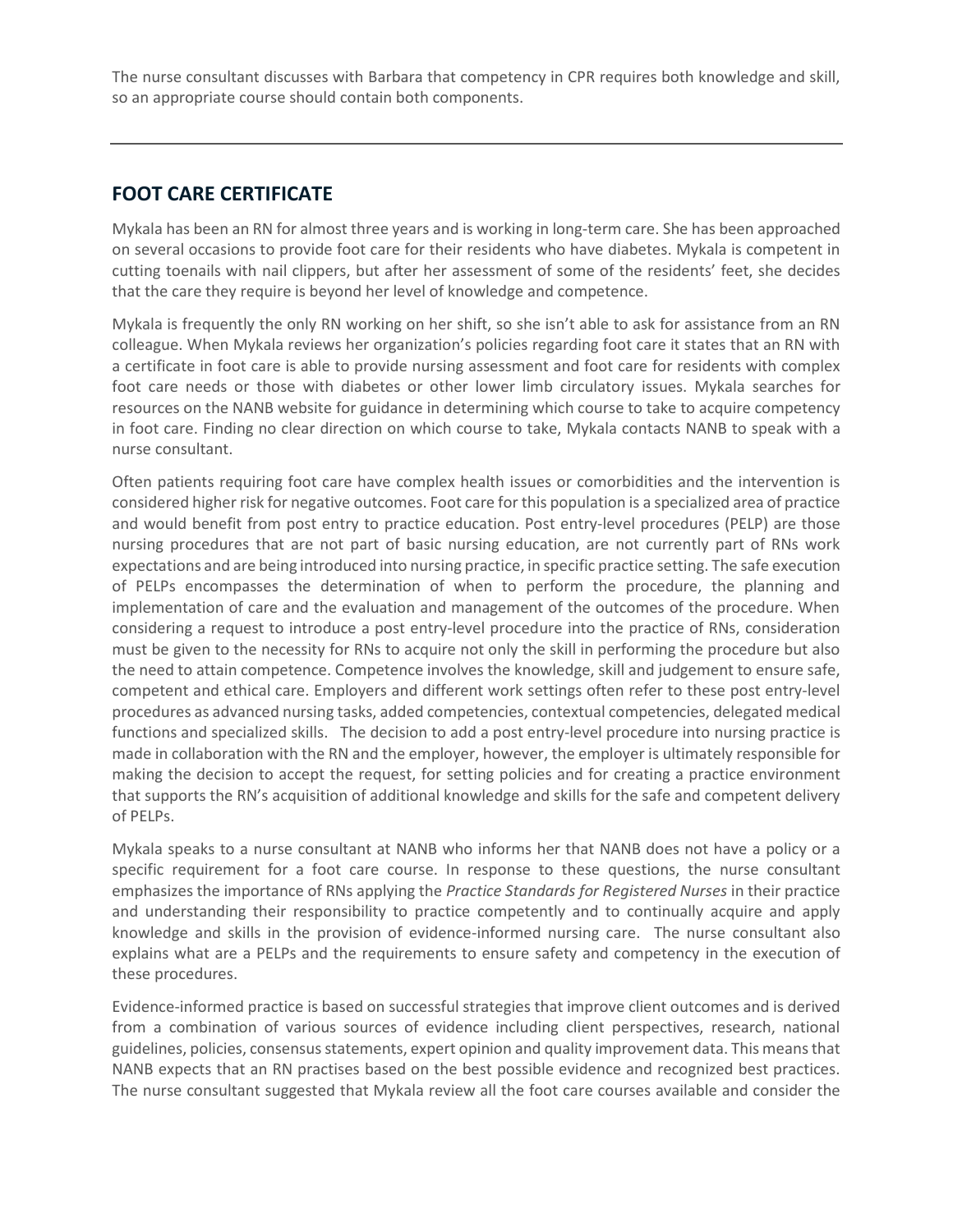The nurse consultant discusses with Barbara that competency in CPR requires both knowledge and skill, so an appropriate course should contain both components.

---

## FOOT CARE CERTIFICATE

Mykala has been an RN for almost three years and is working in long-term care. She has been approached on several occasions to provide foot care for their residents who have diabetes. Mykala is competent in cutting toenails with nail clippers, but after her assessment of some of the residents' feet, she decides that the care they require is beyond her level of knowledge and competence.

Mykala is frequently the only RN working on her shift, so she isn't able to ask for assistance from an RN colleague. When Mykala reviews her organization's policies regarding foot care it states that an RN with a certificate in foot care is able to provide nursing assessment and foot care for residents with complex foot care needs or those with diabetes or other lower limb circulatory issues. Mykala searches for resources on the NANB website for guidance in determining which course to take to acquire competency in foot care. Finding no clear direction on which course to take, Mykala contacts NANB to speak with a nurse consultant.

Often patients requiring foot care have complex health issues or comorbidities and the intervention is considered higher risk for negative outcomes. Foot care for this population is a specialized area of practice and would benefit from post entry to practice education. Post entry-level procedures (PELP) are those nursing procedures that are not part of basic nursing education, are not currently part of RNs work expectations and are being introduced into nursing practice, in specific practice setting. The safe execution of PELPs encompasses the determination of when to perform the procedure, the planning and implementation of care and the evaluation and management of the outcomes of the procedure. When considering a request to introduce a post entry-level procedure into the practice of RNs, consideration must be given to the necessity for RNs to acquire not only the skill in performing the procedure but also the need to attain competence. Competence involves the knowledge, skill and judgement to ensure safe, competent and ethical care. Employers and different work settings often refer to these post entry-level procedures as advanced nursing tasks, added competencies, contextual competencies, delegated medical functions and specialized skills. The decision to add a post entry-level procedure into nursing practice is made in collaboration with the RN and the employer, however, the employer is ultimately responsible for making the decision to accept the request, for setting policies and for creating a practice environment that supports the RN's acquisition of additional knowledge and skills for the safe and competent delivery of PELPs.

Mykala speaks to a nurse consultant at NANB who informs her that NANB does not have a policy or a specific requirement for a foot care course. In response to these questions, the nurse consultant emphasizes the importance of RNs applying the *Practice Standards for Registered Nurses* in their practice and understanding their responsibility to practice competently and to continually acquire and apply knowledge and skills in the provision of evidence-informed nursing care. The nurse consultant also explains what are a PELPs and the requirements to ensure safety and competency in the execution of these procedures.

Evidence-informed practice is based on successful strategies that improve client outcomes and is derived from a combination of various sources of evidence including client perspectives, research, national guidelines, policies, consensus statements, expert opinion and quality improvement data. This means that NANB expects that an RN practises based on the best possible evidence and recognized best practices. The nurse consultant suggested that Mykala review all the foot care courses available and consider the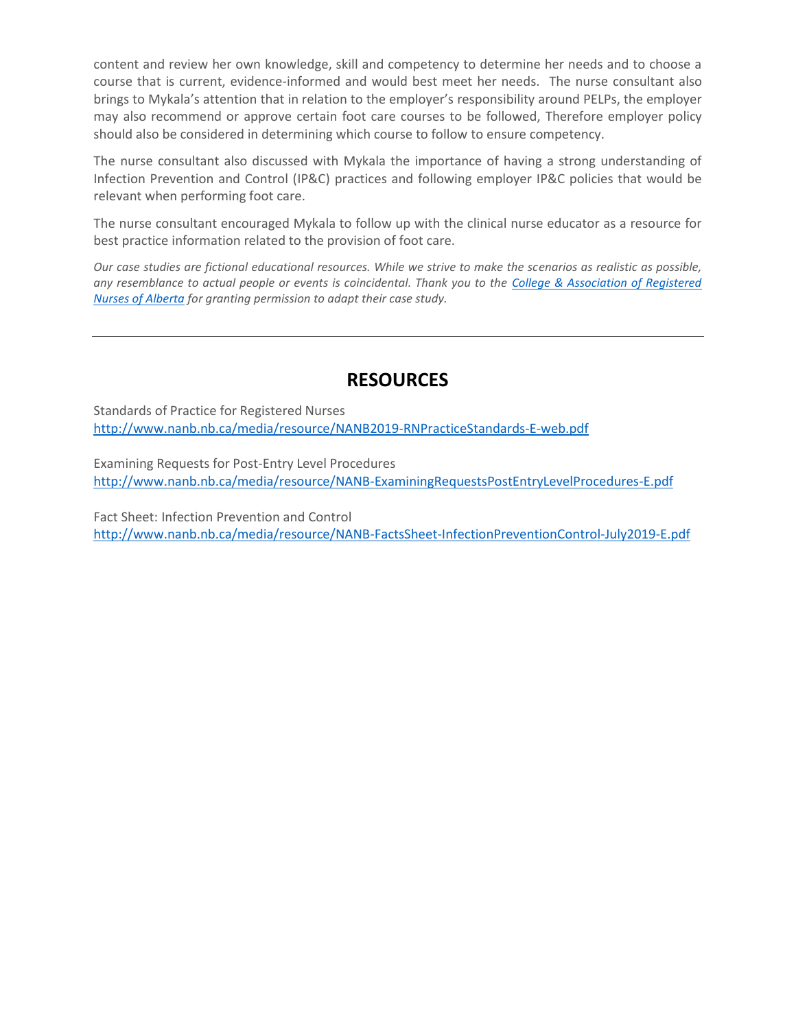content and review her own knowledge, skill and competency to determine her needs and to choose a course that is current, evidence-informed and would best meet her needs. The nurse consultant also brings to Mykala's attention that in relation to the employer's responsibility around PELPs, the employer may also recommend or approve certain foot care courses to be followed, Therefore employer policy should also be considered in determining which course to follow to ensure competency.

The nurse consultant also discussed with Mykala the importance of having a strong understanding of Infection Prevention and Control (IP&C) practices and following employer IP&C policies that would be relevant when performing foot care.

The nurse consultant encouraged Mykala to follow up with the clinical nurse educator as a resource for best practice information related to the provision of foot care.

*Our case studies are fictional educational resources. While we strive to make the scenarios as realistic as possible, any resemblance to actual people or events is coincidental. Thank you to the [College & Association of Registered Nurses of Alberta]() for granting permission to adapt their case study.*

---

## RESOURCES

Standards of Practice for Registered Nurses
http://www.nanb.nb.ca/media/resource/NANB2019-RNPracticeStandards-E-web.pdf

Examining Requests for Post-Entry Level Procedures
http://www.nanb.nb.ca/media/resource/NANB-ExaminingRequestsPostEntryLevelProcedures-E.pdf

Fact Sheet: Infection Prevention and Control
http://www.nanb.nb.ca/media/resource/NANB-FactsSheet-InfectionPreventionControl-July2019-E.pdf